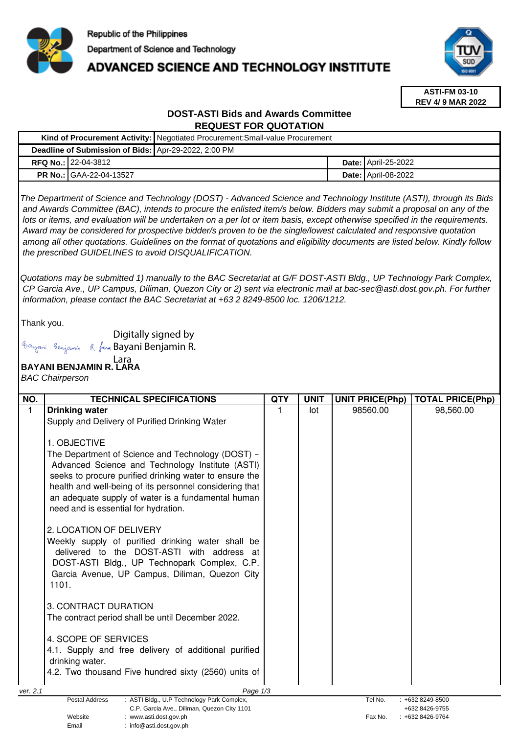Republic of the Philippines
Department of Science and Technology
**ADVANCED SCIENCE AND TECHNOLOGY INSTITUTE**

**ASTI-FM 03-10**
**REV 4/ 9 MAR 2022**

## DOST-ASTI Bids and Awards Committee
## REQUEST FOR QUOTATION

| | | | |
|---|---|---|---|
| **Kind of Procurement Activity:** | Negotiated Procurement:Small-value Procurement | | |
| **Deadline of Submission of Bids:** | Apr-29-2022, 2:00 PM | | |
| **RFQ No.:** | 22-04-3812 | **Date:** | April-25-2022 |
| **PR No.:** | GAA-22-04-13527 | **Date:** | April-08-2022 |

*The Department of Science and Technology (DOST) - Advanced Science and Technology Institute (ASTI), through its Bids and Awards Committee (BAC), intends to procure the enlisted item/s below. Bidders may submit a proposal on any of the lots or items, and evaluation will be undertaken on a per lot or item basis, except otherwise specified in the requirements. Award may be considered for prospective bidder/s proven to be the single/lowest calculated and responsive quotation among all other quotations. Guidelines on the format of quotations and eligibility documents are listed below. Kindly follow the prescribed GUIDELINES to avoid DISQUALIFICATION.*

*Quotations may be submitted 1) manually to the BAC Secretariat at G/F DOST-ASTI Bldg., UP Technology Park Complex, CP Garcia Ave., UP Campus, Diliman, Quezon City or 2) sent via electronic mail at bac-sec@asti.dost.gov.ph. For further information, please contact the BAC Secretariat at +63 2 8249-8500 loc. 1206/1212.*

Thank you.

Digitally signed by Bayani Benjamin R. Lara

**BAYANI BENJAMIN R. LARA**
*BAC Chairperson*

| NO. | TECHNICAL SPECIFICATIONS | QTY | UNIT | UNIT PRICE(Php) | TOTAL PRICE(Php) |
|---|---|---|---|---|---|
| 1 | **Drinking water**<br>Supply and Delivery of Purified Drinking Water<br><br>1. OBJECTIVE<br>The Department of Science and Technology (DOST) – Advanced Science and Technology Institute (ASTI) seeks to procure purified drinking water to ensure the health and well-being of its personnel considering that an adequate supply of water is a fundamental human need and is essential for hydration.<br><br>2. LOCATION OF DELIVERY<br>Weekly supply of purified drinking water shall be delivered to the DOST-ASTI with address at DOST-ASTI Bldg., UP Technopark Complex, C.P. Garcia Avenue, UP Campus, Diliman, Quezon City 1101.<br><br>3. CONTRACT DURATION<br>The contract period shall be until December 2022.<br><br>4. SCOPE OF SERVICES<br>4.1. Supply and free delivery of additional purified drinking water.<br>4.2. Two thousand Five hundred sixty (2560) units of | 1 | lot | 98560.00 | 98,560.00 |

ver. 2.1

| | | | |
|---|---|---|---|
| Postal Address | : ASTI Bldg., U.P Technology Park Complex, C.P. Garcia Ave., Diliman, Quezon City 1101 | Tel No. | : +632 8249-8500<br>+632 8426-9755 |
| Website | : www.asti.dost.gov.ph | Fax No. | : +632 8426-9764 |
| Email | : info@asti.dost.gov.ph | | |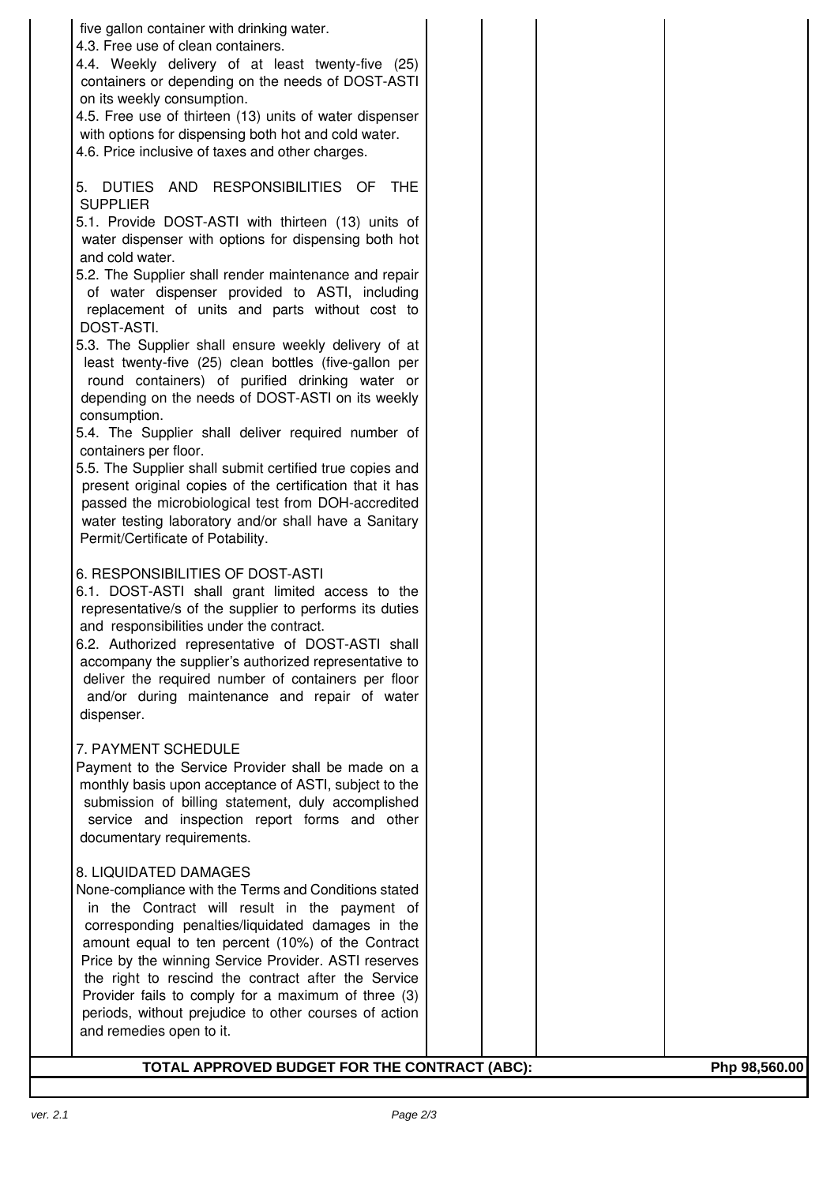| | | | | |
|---|---|---|---|---|
| five gallon container with drinking water.<br>4.3. Free use of clean containers.<br>4.4. Weekly delivery of at least twenty-five (25) containers or depending on the needs of DOST-ASTI on its weekly consumption.<br>4.5. Free use of thirteen (13) units of water dispenser with options for dispensing both hot and cold water.<br>4.6. Price inclusive of taxes and other charges.<br><br>5. DUTIES AND RESPONSIBILITIES OF THE SUPPLIER<br>5.1. Provide DOST-ASTI with thirteen (13) units of water dispenser with options for dispensing both hot and cold water.<br>5.2. The Supplier shall render maintenance and repair of water dispenser provided to ASTI, including replacement of units and parts without cost to DOST-ASTI.<br>5.3. The Supplier shall ensure weekly delivery of at least twenty-five (25) clean bottles (five-gallon per round containers) of purified drinking water or depending on the needs of DOST-ASTI on its weekly consumption.<br>5.4. The Supplier shall deliver required number of containers per floor.<br>5.5. The Supplier shall submit certified true copies and present original copies of the certification that it has passed the microbiological test from DOH-accredited water testing laboratory and/or shall have a Sanitary Permit/Certificate of Potability.<br><br>6. RESPONSIBILITIES OF DOST-ASTI<br>6.1. DOST-ASTI shall grant limited access to the representative/s of the supplier to performs its duties and responsibilities under the contract.<br>6.2. Authorized representative of DOST-ASTI shall accompany the supplier's authorized representative to deliver the required number of containers per floor and/or during maintenance and repair of water dispenser.<br><br>7. PAYMENT SCHEDULE<br>Payment to the Service Provider shall be made on a monthly basis upon acceptance of ASTI, subject to the submission of billing statement, duly accomplished service and inspection report forms and other documentary requirements.<br><br>8. LIQUIDATED DAMAGES<br>None-compliance with the Terms and Conditions stated in the Contract will result in the payment of corresponding penalties/liquidated damages in the amount equal to ten percent (10%) of the Contract Price by the winning Service Provider. ASTI reserves the right to rescind the contract after the Service Provider fails to comply for a maximum of three (3) periods, without prejudice to other courses of action and remedies open to it. | | | | |
| **TOTAL APPROVED BUDGET FOR THE CONTRACT (ABC):** | | | | **Php 98,560.00** |

ver. 2.1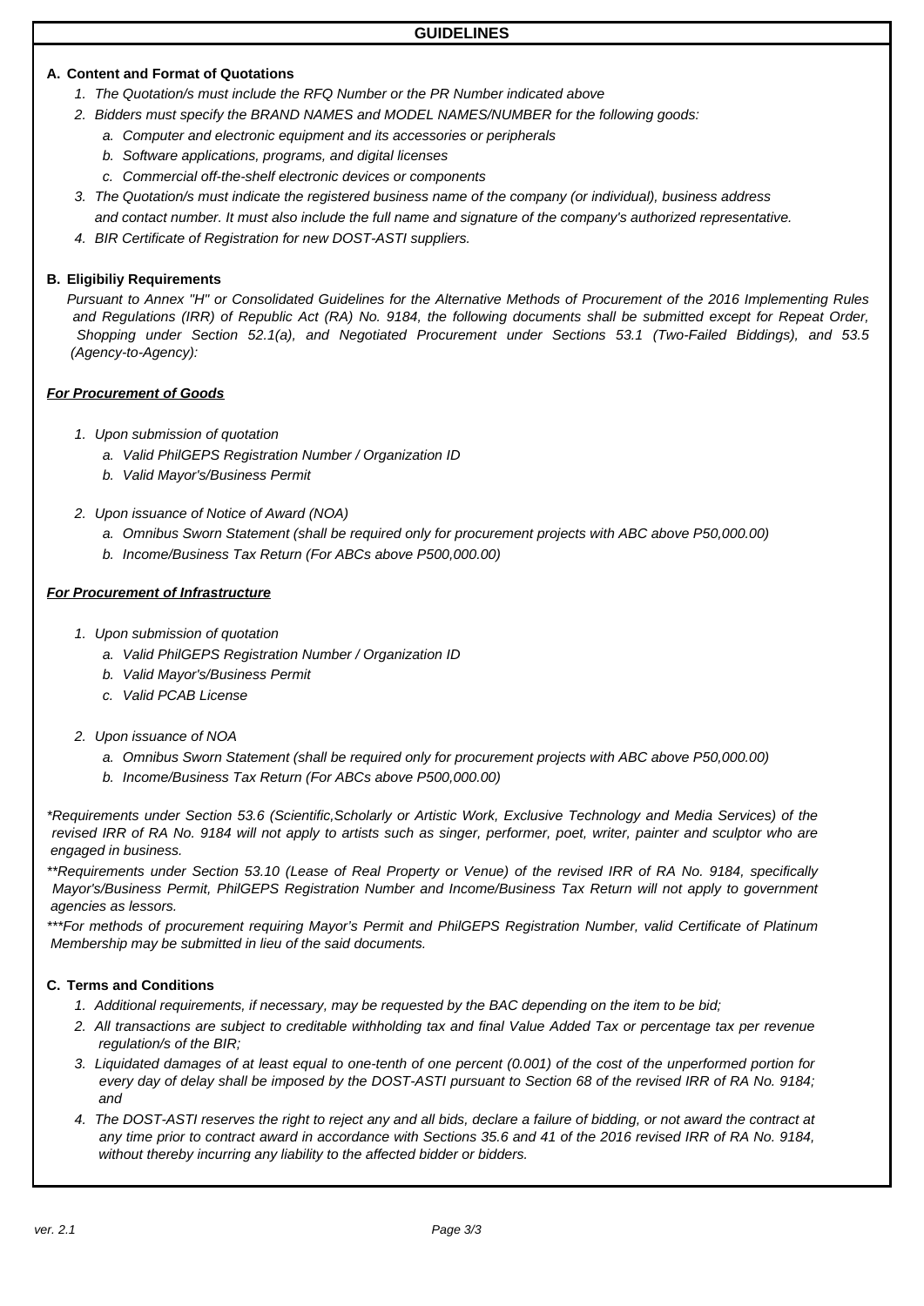## GUIDELINES

### A. Content and Format of Quotations

1. *The Quotation/s must include the RFQ Number or the PR Number indicated above*
2. *Bidders must specify the BRAND NAMES and MODEL NAMES/NUMBER for the following goods:*
   a. *Computer and electronic equipment and its accessories or peripherals*
   b. *Software applications, programs, and digital licenses*
   c. *Commercial off-the-shelf electronic devices or components*
3. *The Quotation/s must indicate the registered business name of the company (or individual), business address and contact number. It must also include the full name and signature of the company's authorized representative.*
4. *BIR Certificate of Registration for new DOST-ASTI suppliers.*

### B. Eligibiliy Requirements

*Pursuant to Annex "H" or Consolidated Guidelines for the Alternative Methods of Procurement of the 2016 Implementing Rules and Regulations (IRR) of Republic Act (RA) No. 9184, the following documents shall be submitted except for Repeat Order, Shopping under Section 52.1(a), and Negotiated Procurement under Sections 53.1 (Two-Failed Biddings), and 53.5 (Agency-to-Agency):*

***For Procurement of Goods***

1. *Upon submission of quotation*
   a. *Valid PhilGEPS Registration Number / Organization ID*
   b. *Valid Mayor's/Business Permit*
2. *Upon issuance of Notice of Award (NOA)*
   a. *Omnibus Sworn Statement (shall be required only for procurement projects with ABC above P50,000.00)*
   b. *Income/Business Tax Return (For ABCs above P500,000.00)*

***For Procurement of Infrastructure***

1. *Upon submission of quotation*
   a. *Valid PhilGEPS Registration Number / Organization ID*
   b. *Valid Mayor's/Business Permit*
   c. *Valid PCAB License*
2. *Upon issuance of NOA*
   a. *Omnibus Sworn Statement (shall be required only for procurement projects with ABC above P50,000.00)*
   b. *Income/Business Tax Return (For ABCs above P500,000.00)*

*\*Requirements under Section 53.6 (Scientific,Scholarly or Artistic Work, Exclusive Technology and Media Services) of the revised IRR of RA No. 9184 will not apply to artists such as singer, performer, poet, writer, painter and sculptor who are engaged in business.*

*\*\*Requirements under Section 53.10 (Lease of Real Property or Venue) of the revised IRR of RA No. 9184, specifically Mayor's/Business Permit, PhilGEPS Registration Number and Income/Business Tax Return will not apply to government agencies as lessors.*

*\*\*\*For methods of procurement requiring Mayor's Permit and PhilGEPS Registration Number, valid Certificate of Platinum Membership may be submitted in lieu of the said documents.*

### C. Terms and Conditions

1. *Additional requirements, if necessary, may be requested by the BAC depending on the item to be bid;*
2. *All transactions are subject to creditable withholding tax and final Value Added Tax or percentage tax per revenue regulation/s of the BIR;*
3. *Liquidated damages of at least equal to one-tenth of one percent (0.001) of the cost of the unperformed portion for every day of delay shall be imposed by the DOST-ASTI pursuant to Section 68 of the revised IRR of RA No. 9184; and*
4. *The DOST-ASTI reserves the right to reject any and all bids, declare a failure of bidding, or not award the contract at any time prior to contract award in accordance with Sections 35.6 and 41 of the 2016 revised IRR of RA No. 9184, without thereby incurring any liability to the affected bidder or bidders.*

*ver. 2.1*